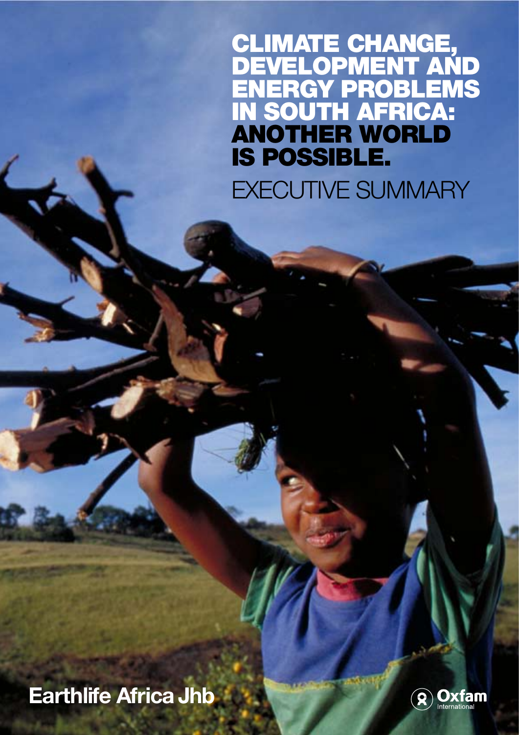# CLIMATE CHANGE, DEVELOPMENT AND ENERGY PROBLEMS IN SOUTH AFRICA: ANOTHER WORLD IS POSSIBLE.

## EXECUTIVE SUMMARY

Earthlife Africa Jhb

Oxfam International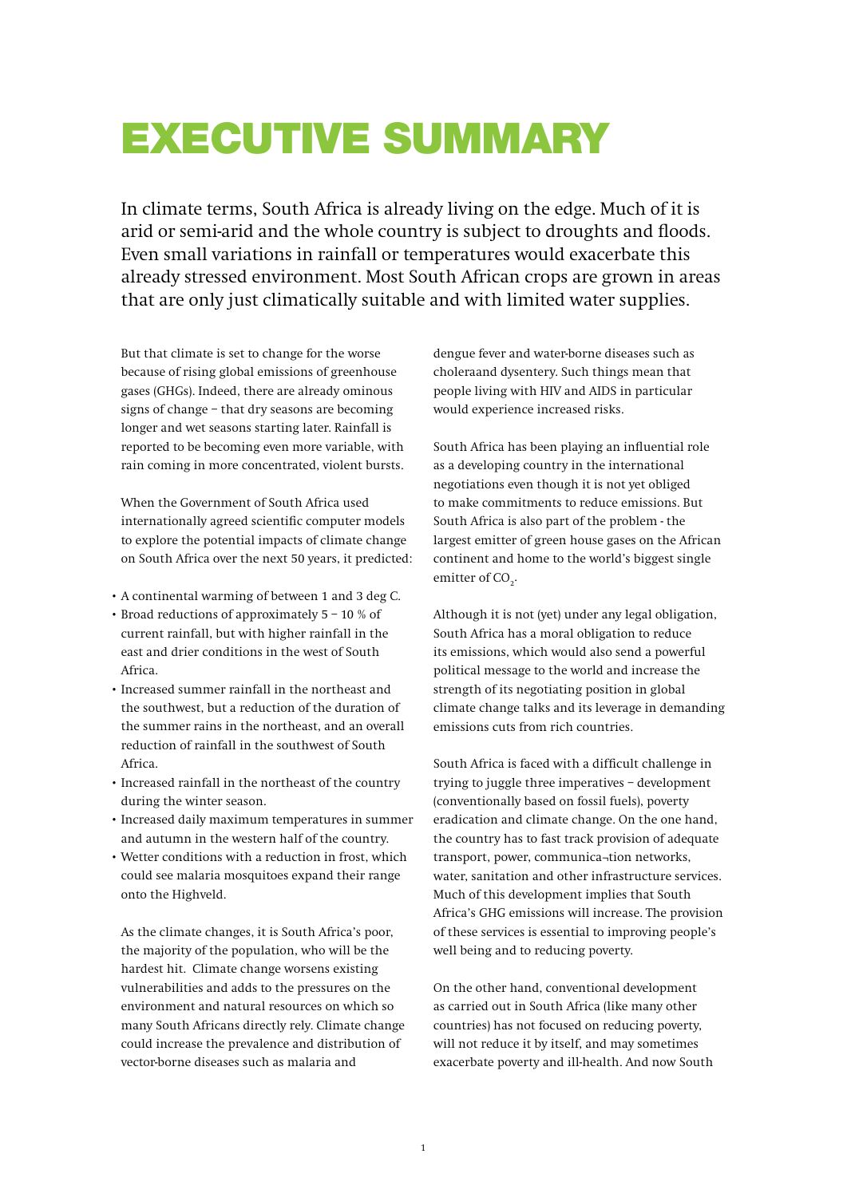# EXECUTIVE SUMMARY

In climate terms, South Africa is already living on the edge. Much of it is arid or semi-arid and the whole country is subject to droughts and floods. Even small variations in rainfall or temperatures would exacerbate this already stressed environment. Most South African crops are grown in areas that are only just climatically suitable and with limited water supplies.

But that climate is set to change for the worse because of rising global emissions of greenhouse gases (GHGs). Indeed, there are already ominous signs of change – that dry seasons are becoming longer and wet seasons starting later. Rainfall is reported to be becoming even more variable, with rain coming in more concentrated, violent bursts.

When the Government of South Africa used internationally agreed scientific computer models to explore the potential impacts of climate change on South Africa over the next 50 years, it predicted:

- A continental warming of between 1 and 3 deg C.
- Broad reductions of approximately 5 – 10 % of current rainfall, but with higher rainfall in the east and drier conditions in the west of South Africa.
- Increased summer rainfall in the northeast and the southwest, but a reduction of the duration of the summer rains in the northeast, and an overall reduction of rainfall in the southwest of South Africa.
- Increased rainfall in the northeast of the country during the winter season.
- Increased daily maximum temperatures in summer and autumn in the western half of the country.
- Wetter conditions with a reduction in frost, which could see malaria mosquitoes expand their range onto the Highveld.

As the climate changes, it is South Africa's poor, the majority of the population, who will be the hardest hit. Climate change worsens existing vulnerabilities and adds to the pressures on the environment and natural resources on which so many South Africans directly rely. Climate change could increase the prevalence and distribution of vector-borne diseases such as malaria and dengue fever and water-borne diseases such as choleraand dysentery. Such things mean that people living with HIV and AIDS in particular would experience increased risks.

South Africa has been playing an influential role as a developing country in the international negotiations even though it is not yet obliged to make commitments to reduce emissions. But South Africa is also part of the problem - the largest emitter of green house gases on the African continent and home to the world's biggest single emitter of $CO_2$.

Although it is not (yet) under any legal obligation, South Africa has a moral obligation to reduce its emissions, which would also send a powerful political message to the world and increase the strength of its negotiating position in global climate change talks and its leverage in demanding emissions cuts from rich countries.

South Africa is faced with a difficult challenge in trying to juggle three imperatives – development (conventionally based on fossil fuels), poverty eradication and climate change. On the one hand, the country has to fast track provision of adequate transport, power, communica¬tion networks, water, sanitation and other infrastructure services. Much of this development implies that South Africa's GHG emissions will increase. The provision of these services is essential to improving people's well being and to reducing poverty.

On the other hand, conventional development as carried out in South Africa (like many other countries) has not focused on reducing poverty, will not reduce it by itself, and may sometimes exacerbate poverty and ill-health. And now South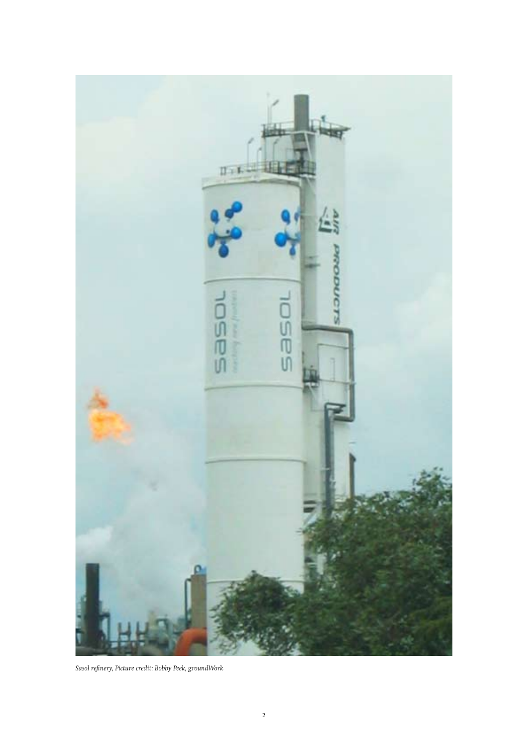*Sasol refinery, Picture credit: Bobby Peek, groundWork*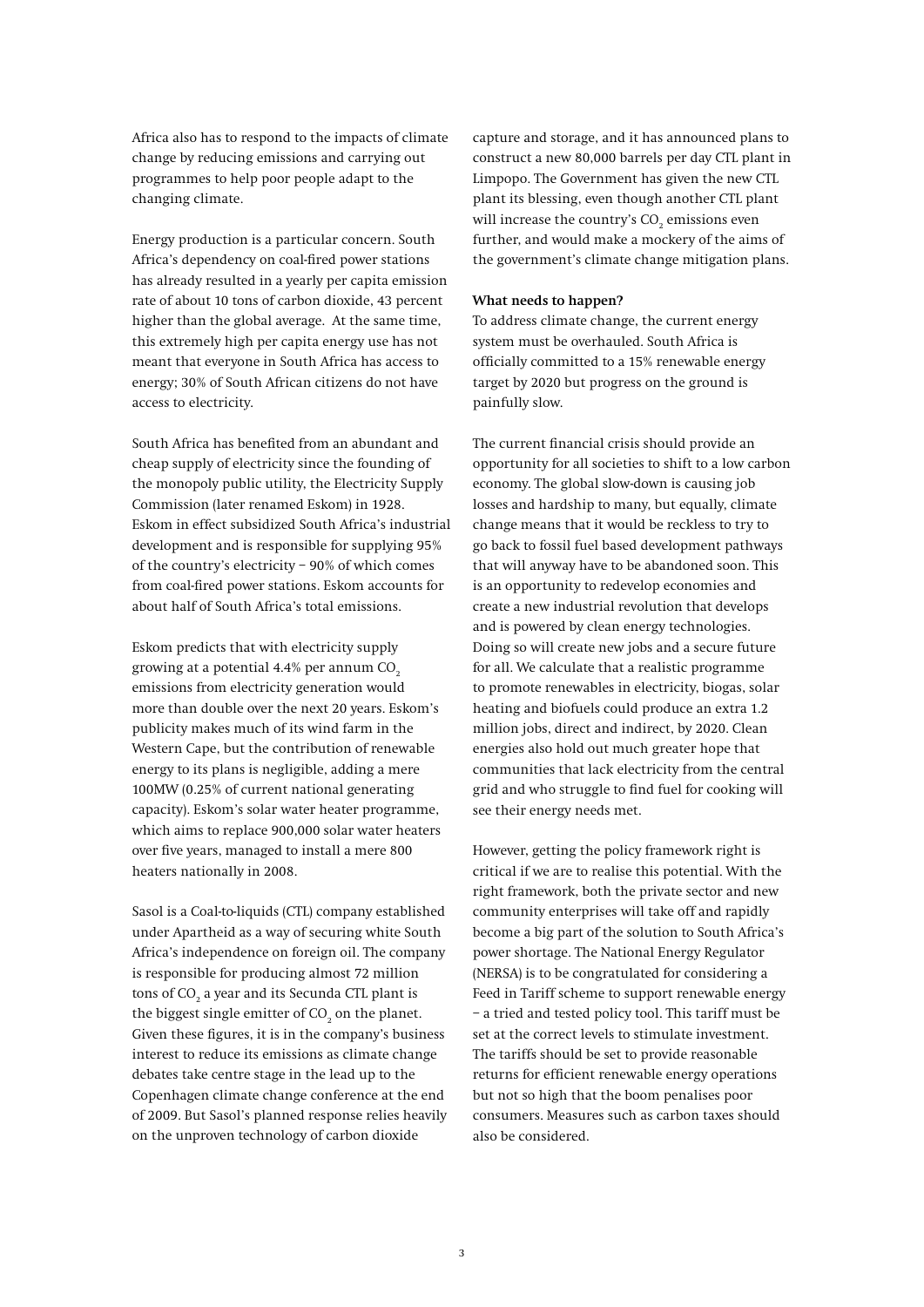Africa also has to respond to the impacts of climate change by reducing emissions and carrying out programmes to help poor people adapt to the changing climate.

Energy production is a particular concern. South Africa's dependency on coal-fired power stations has already resulted in a yearly per capita emission rate of about 10 tons of carbon dioxide, 43 percent higher than the global average. At the same time, this extremely high per capita energy use has not meant that everyone in South Africa has access to energy; 30% of South African citizens do not have access to electricity.

South Africa has benefited from an abundant and cheap supply of electricity since the founding of the monopoly public utility, the Electricity Supply Commission (later renamed Eskom) in 1928. Eskom in effect subsidized South Africa's industrial development and is responsible for supplying 95% of the country's electricity – 90% of which comes from coal-fired power stations. Eskom accounts for about half of South Africa's total emissions.

Eskom predicts that with electricity supply growing at a potential 4.4% per annum $CO_2$ emissions from electricity generation would more than double over the next 20 years. Eskom's publicity makes much of its wind farm in the Western Cape, but the contribution of renewable energy to its plans is negligible, adding a mere 100MW (0.25% of current national generating capacity). Eskom's solar water heater programme, which aims to replace 900,000 solar water heaters over five years, managed to install a mere 800 heaters nationally in 2008.

Sasol is a Coal-to-liquids (CTL) company established under Apartheid as a way of securing white South Africa's independence on foreign oil. The company is responsible for producing almost 72 million tons of $CO_2$ a year and its Secunda CTL plant is the biggest single emitter of $CO_2$ on the planet. Given these figures, it is in the company's business interest to reduce its emissions as climate change debates take centre stage in the lead up to the Copenhagen climate change conference at the end of 2009. But Sasol's planned response relies heavily on the unproven technology of carbon dioxide capture and storage, and it has announced plans to construct a new 80,000 barrels per day CTL plant in Limpopo. The Government has given the new CTL plant its blessing, even though another CTL plant will increase the country's $CO_2$ emissions even further, and would make a mockery of the aims of the government's climate change mitigation plans.

**What needs to happen?**

To address climate change, the current energy system must be overhauled. South Africa is officially committed to a 15% renewable energy target by 2020 but progress on the ground is painfully slow.

The current financial crisis should provide an opportunity for all societies to shift to a low carbon economy. The global slow-down is causing job losses and hardship to many, but equally, climate change means that it would be reckless to try to go back to fossil fuel based development pathways that will anyway have to be abandoned soon. This is an opportunity to redevelop economies and create a new industrial revolution that develops and is powered by clean energy technologies. Doing so will create new jobs and a secure future for all. We calculate that a realistic programme to promote renewables in electricity, biogas, solar heating and biofuels could produce an extra 1.2 million jobs, direct and indirect, by 2020. Clean energies also hold out much greater hope that communities that lack electricity from the central grid and who struggle to find fuel for cooking will see their energy needs met.

However, getting the policy framework right is critical if we are to realise this potential. With the right framework, both the private sector and new community enterprises will take off and rapidly become a big part of the solution to South Africa's power shortage. The National Energy Regulator (NERSA) is to be congratulated for considering a Feed in Tariff scheme to support renewable energy – a tried and tested policy tool. This tariff must be set at the correct levels to stimulate investment. The tariffs should be set to provide reasonable returns for efficient renewable energy operations but not so high that the boom penalises poor consumers. Measures such as carbon taxes should also be considered.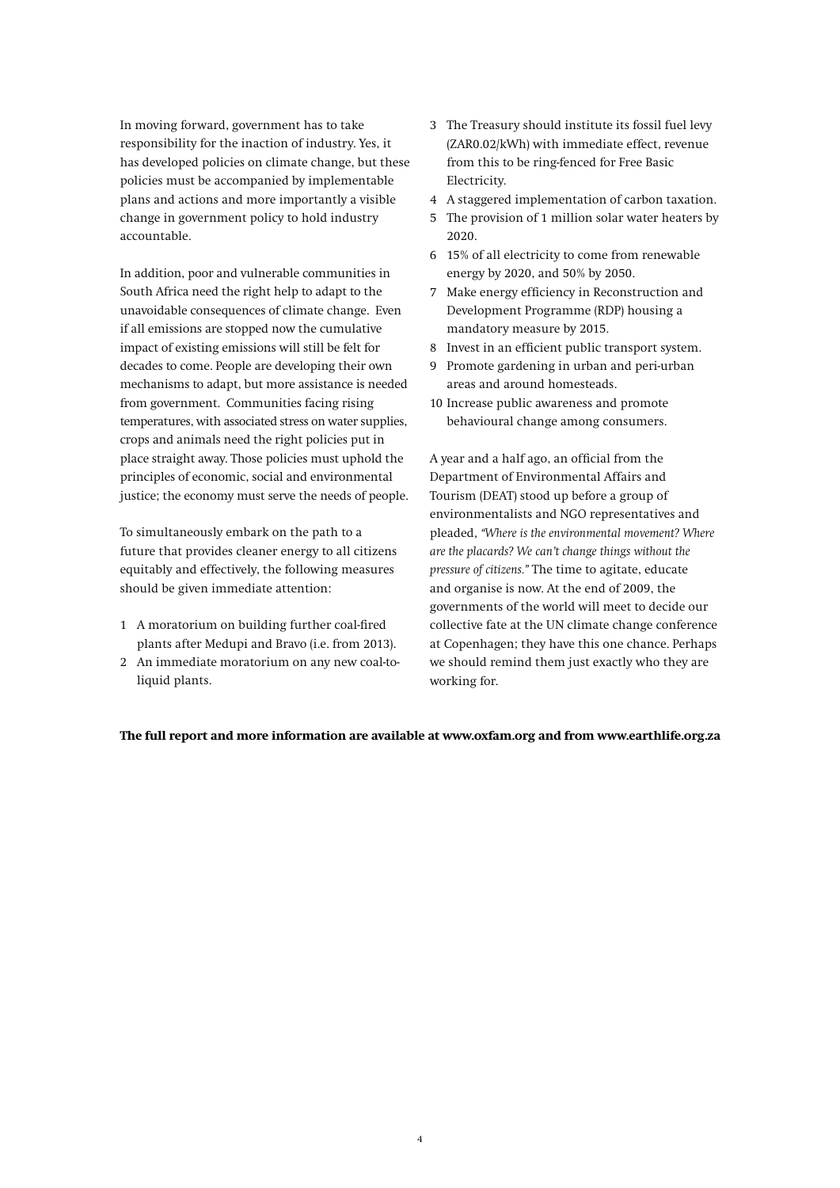In moving forward, government has to take responsibility for the inaction of industry. Yes, it has developed policies on climate change, but these policies must be accompanied by implementable plans and actions and more importantly a visible change in government policy to hold industry accountable.

In addition, poor and vulnerable communities in South Africa need the right help to adapt to the unavoidable consequences of climate change. Even if all emissions are stopped now the cumulative impact of existing emissions will still be felt for decades to come. People are developing their own mechanisms to adapt, but more assistance is needed from government. Communities facing rising temperatures, with associated stress on water supplies, crops and animals need the right policies put in place straight away. Those policies must uphold the principles of economic, social and environmental justice; the economy must serve the needs of people.

To simultaneously embark on the path to a future that provides cleaner energy to all citizens equitably and effectively, the following measures should be given immediate attention:

1. A moratorium on building further coal-fired plants after Medupi and Bravo (i.e. from 2013).
2. An immediate moratorium on any new coal-to-liquid plants.
3. The Treasury should institute its fossil fuel levy (ZAR0.02/kWh) with immediate effect, revenue from this to be ring-fenced for Free Basic Electricity.
4. A staggered implementation of carbon taxation.
5. The provision of 1 million solar water heaters by 2020.
6. 15% of all electricity to come from renewable energy by 2020, and 50% by 2050.
7. Make energy efficiency in Reconstruction and Development Programme (RDP) housing a mandatory measure by 2015.
8. Invest in an efficient public transport system.
9. Promote gardening in urban and peri-urban areas and around homesteads.
10. Increase public awareness and promote behavioural change among consumers.

A year and a half ago, an official from the Department of Environmental Affairs and Tourism (DEAT) stood up before a group of environmentalists and NGO representatives and pleaded, *"Where is the environmental movement? Where are the placards? We can't change things without the pressure of citizens."* The time to agitate, educate and organise is now. At the end of 2009, the governments of the world will meet to decide our collective fate at the UN climate change conference at Copenhagen; they have this one chance. Perhaps we should remind them just exactly who they are working for.

**The full report and more information are available at www.oxfam.org and from www.earthlife.org.za**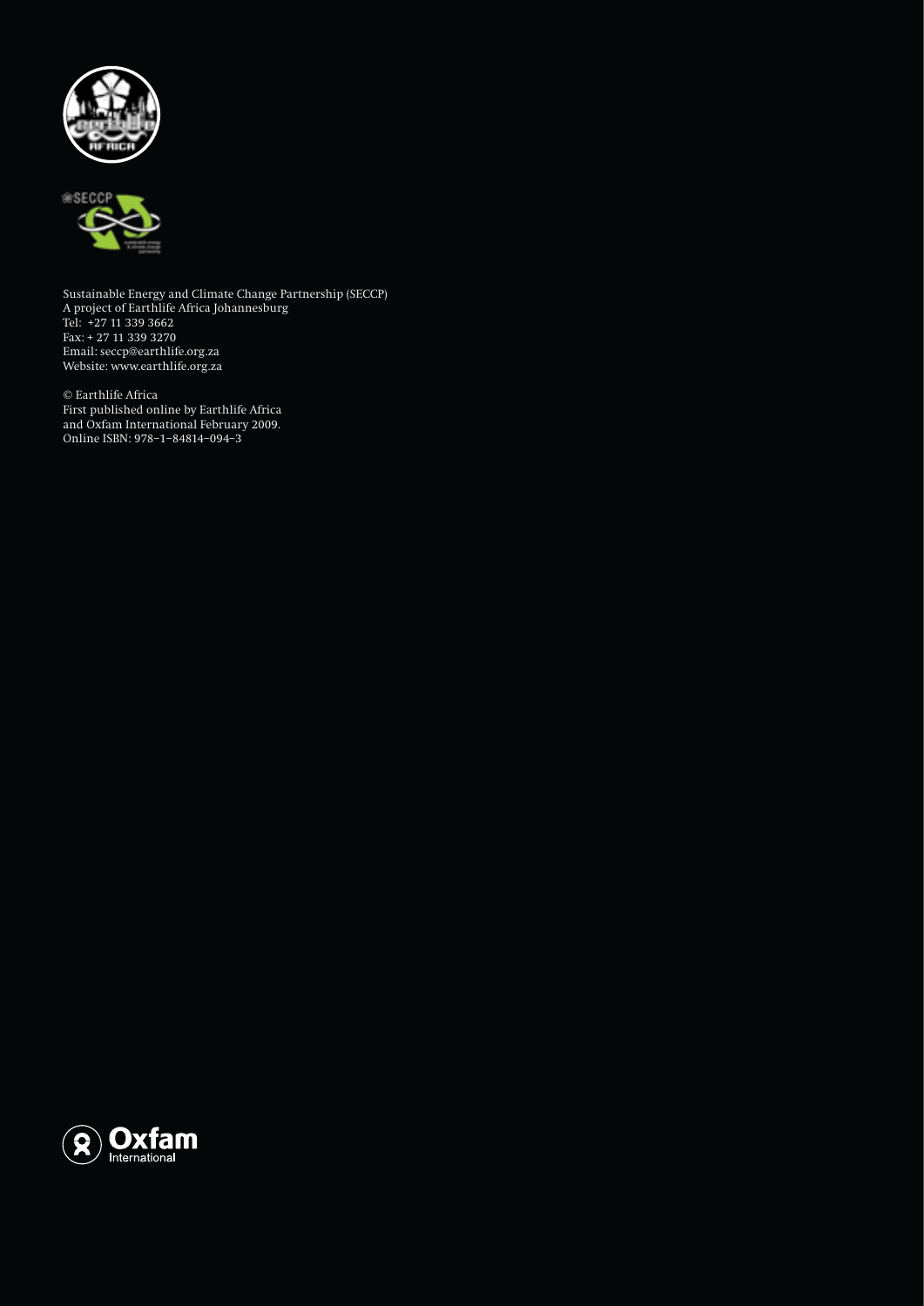Sustainable Energy and Climate Change Partnership (SECCP)
A project of Earthlife Africa Johannesburg
Tel: +27 11 339 3662
Fax: + 27 11 339 3270
Email: seccp@earthlife.org.za
Website: www.earthlife.org.za

© Earthlife Africa
First published online by Earthlife Africa
and Oxfam International February 2009.
Online ISBN: 978–1–84814–094–3